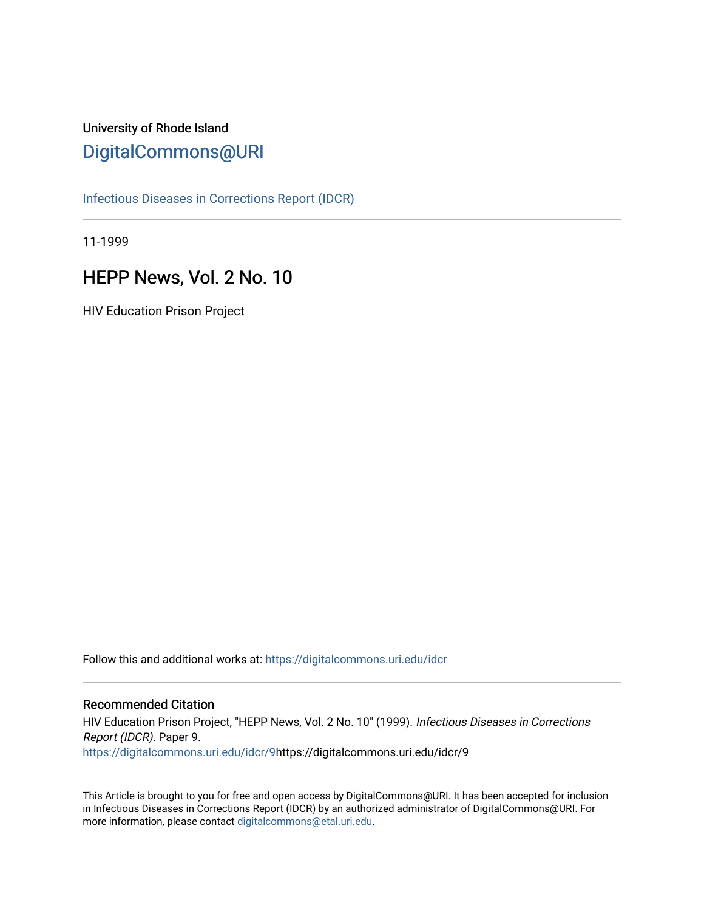University of Rhode Island

# DigitalCommons@URI

Infectious Diseases in Corrections Report (IDCR)

11-1999

## HEPP News, Vol. 2 No. 10

HIV Education Prison Project

Follow this and additional works at: https://digitalcommons.uri.edu/idcr

### Recommended Citation

HIV Education Prison Project, "HEPP News, Vol. 2 No. 10" (1999). *Infectious Diseases in Corrections Report (IDCR).* Paper 9.
https://digitalcommons.uri.edu/idcr/9https://digitalcommons.uri.edu/idcr/9

This Article is brought to you for free and open access by DigitalCommons@URI. It has been accepted for inclusion in Infectious Diseases in Corrections Report (IDCR) by an authorized administrator of DigitalCommons@URI. For more information, please contact digitalcommons@etal.uri.edu.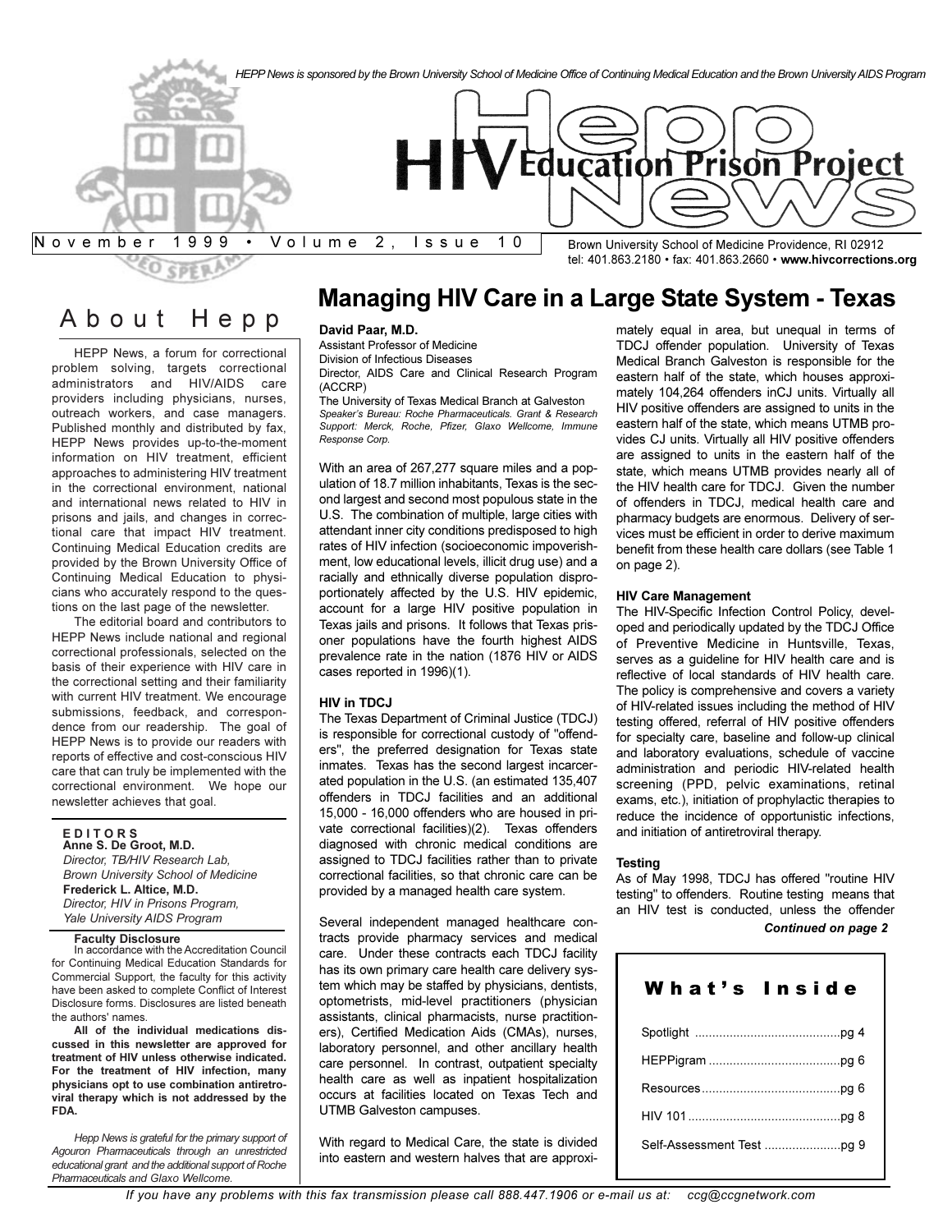HEPP News is sponsored by the Brown University School of Medicine Office of Continuing Medical Education and the Brown University AIDS Program

# HIV Education Prison Project News

November 1999 • Volume 2, Issue 10

Brown University School of Medicine Providence, RI 02912
tel: 401.863.2180 • fax: 401.863.2660 • **www.hivcorrections.org**

## About Hepp

HEPP News, a forum for correctional problem solving, targets correctional administrators and HIV/AIDS care providers including physicians, nurses, outreach workers, and case managers. Published monthly and distributed by fax, HEPP News provides up-to-the-moment information on HIV treatment, efficient approaches to administering HIV treatment in the correctional environment, national and international news related to HIV in prisons and jails, and changes in correctional care that impact HIV treatment. Continuing Medical Education credits are provided by the Brown University Office of Continuing Medical Education to physicians who accurately respond to the questions on the last page of the newsletter.

The editorial board and contributors to HEPP News include national and regional correctional professionals, selected on the basis of their experience with HIV care in the correctional setting and their familiarity with current HIV treatment. We encourage submissions, feedback, and correspondence from our readership. The goal of HEPP News is to provide our readers with reports of effective and cost-conscious HIV care that can truly be implemented with the correctional environment. We hope our newsletter achieves that goal.

**EDITORS**

**Anne S. De Groot, M.D.**
*Director, TB/HIV Research Lab, Brown University School of Medicine*

**Frederick L. Altice, M.D.**
*Director, HIV in Prisons Program, Yale University AIDS Program*

**Faculty Disclosure**

In accordance with the Accreditation Council for Continuing Medical Education Standards for Commercial Support, the faculty for this activity have been asked to complete Conflict of Interest Disclosure forms. Disclosures are listed beneath the authors' names.

**All of the individual medications discussed in this newsletter are approved for treatment of HIV unless otherwise indicated. For the treatment of HIV infection, many physicians opt to use combination antiretroviral therapy which is not addressed by the FDA.**

*Hepp News is grateful for the primary support of Agouron Pharmaceuticals through an unrestricted educational grant and the additional support of Roche Pharmaceuticals and Glaxo Wellcome.*

## Managing HIV Care in a Large State System - Texas

**David Paar, M.D.**
Assistant Professor of Medicine
Division of Infectious Diseases
Director, AIDS Care and Clinical Research Program (ACCRP)
The University of Texas Medical Branch at Galveston
*Speaker's Bureau: Roche Pharmaceuticals. Grant & Research Support: Merck, Roche, Pfizer, Glaxo Wellcome, Immune Response Corp.*

With an area of 267,277 square miles and a population of 18.7 million inhabitants, Texas is the second largest and second most populous state in the U.S. The combination of multiple, large cities with attendant inner city conditions predisposed to high rates of HIV infection (socioeconomic impoverishment, low educational levels, illicit drug use) and a racially and ethnically diverse population disproportionately affected by the U.S. HIV epidemic, account for a large HIV positive population in Texas jails and prisons. It follows that Texas prisoner populations have the fourth highest AIDS prevalence rate in the nation (1876 HIV or AIDS cases reported in 1996)(1).

### HIV in TDCJ

The Texas Department of Criminal Justice (TDCJ) is responsible for correctional custody of "offenders", the preferred designation for Texas state inmates. Texas has the second largest incarcerated population in the U.S. (an estimated 135,407 offenders in TDCJ facilities and an additional 15,000 - 16,000 offenders who are housed in private correctional facilities)(2). Texas offenders diagnosed with chronic medical conditions are assigned to TDCJ facilities rather than to private correctional facilities, so that chronic care can be provided by a managed health care system.

Several independent managed healthcare contracts provide pharmacy services and medical care. Under these contracts each TDCJ facility has its own primary care health care delivery system which may be staffed by physicians, dentists, optometrists, mid-level practitioners (physician assistants, clinical pharmacists, nurse practitioners), Certified Medication Aids (CMAs), nurses, laboratory personnel, and other ancillary health care personnel. In contrast, outpatient specialty health care as well as inpatient hospitalization occurs at facilities located on Texas Tech and UTMB Galveston campuses.

With regard to Medical Care, the state is divided into eastern and western halves that are approximately equal in area, but unequal in terms of TDCJ offender population. University of Texas Medical Branch Galveston is responsible for the eastern half of the state, which houses approximately 104,264 offenders inCJ units. Virtually all HIV positive offenders are assigned to units in the eastern half of the state, which means UTMB provides CJ units. Virtually all HIV positive offenders are assigned to units in the eastern half of the state, which means UTMB provides nearly all of the HIV health care for TDCJ. Given the number of offenders in TDCJ, medical health care and pharmacy budgets are enormous. Delivery of services must be efficient in order to derive maximum benefit from these health care dollars (see Table 1 on page 2).

### HIV Care Management

The HIV-Specific Infection Control Policy, developed and periodically updated by the TDCJ Office of Preventive Medicine in Huntsville, Texas, serves as a guideline for HIV health care and is reflective of local standards of HIV health care. The policy is comprehensive and covers a variety of HIV-related issues including the method of HIV testing offered, referral of HIV positive offenders for specialty care, baseline and follow-up clinical and laboratory evaluations, schedule of vaccine administration and periodic HIV-related health screening (PPD, pelvic examinations, retinal exams, etc.), initiation of prophylactic therapies to reduce the incidence of opportunistic infections, and initiation of antiretroviral therapy.

### Testing

As of May 1998, TDCJ has offered "routine HIV testing" to offenders. Routine testing means that an HIV test is conducted, unless the offender

***Continued on page 2***

## What's Inside

- Spotlight ....................pg 4
- HEPPigram ....................pg 6
- Resources ....................pg 6
- HIV 101 ....................pg 8
- Self-Assessment Test ....................pg 9

*If you have any problems with this fax transmission please call 888.447.1906 or e-mail us at: ccg@ccgnetwork.com*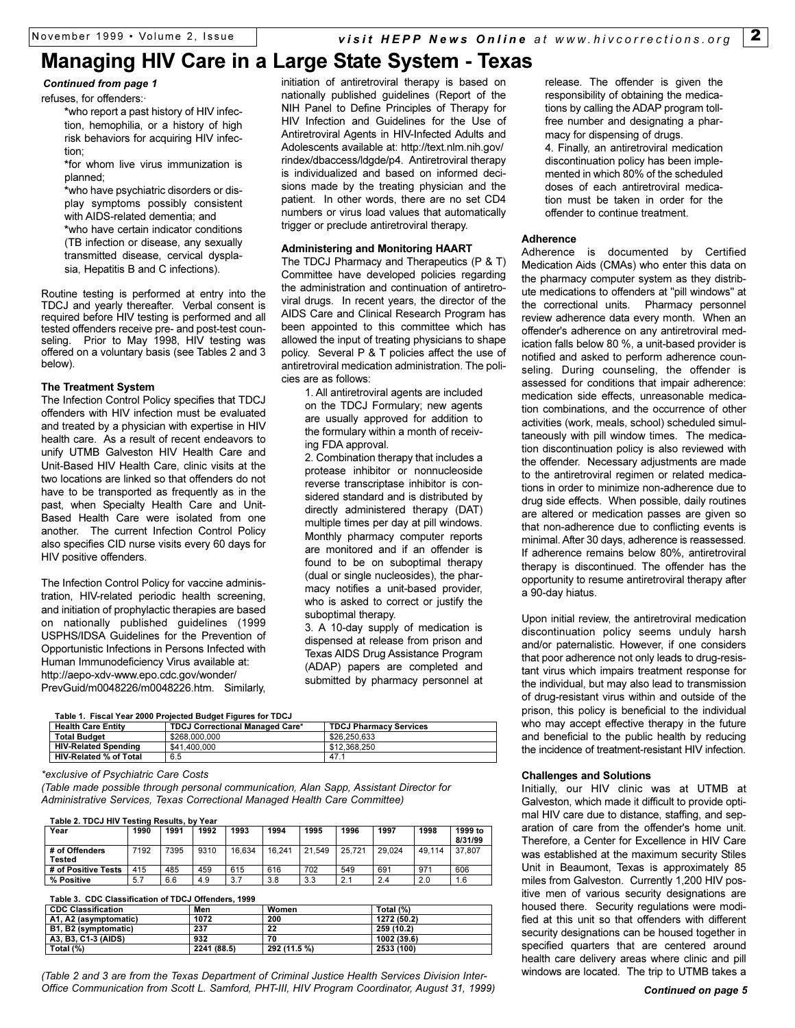# Managing HIV Care in a Large State System - Texas

*Continued from page 1*

refuses, for offenders:·

- *who report a past history of HIV infection, hemophilia, or a history of high risk behaviors for acquiring HIV infection;
- *for whom live virus immunization is planned;
- *who have psychiatric disorders or display symptoms possibly consistent with AIDS-related dementia; and
- *who have certain indicator conditions (TB infection or disease, any sexually transmitted disease, cervical dysplasia, Hepatitis B and C infections).

Routine testing is performed at entry into the TDCJ and yearly thereafter. Verbal consent is required before HIV testing is performed and all tested offenders receive pre- and post-test counseling. Prior to May 1998, HIV testing was offered on a voluntary basis (see Tables 2 and 3 below).

### The Treatment System

The Infection Control Policy specifies that TDCJ offenders with HIV infection must be evaluated and treated by a physician with expertise in HIV health care. As a result of recent endeavors to unify UTMB Galveston HIV Health Care and Unit-Based HIV Health Care, clinic visits at the two locations are linked so that offenders do not have to be transported as frequently as in the past, when Specialty Health Care and Unit-Based Health Care were isolated from one another. The current Infection Control Policy also specifies CID nurse visits every 60 days for HIV positive offenders.

The Infection Control Policy for vaccine administration, HIV-related periodic health screening, and initiation of prophylactic therapies are based on nationally published guidelines (1999 USPHS/IDSA Guidelines for the Prevention of Opportunistic Infections in Persons Infected with Human Immunodeficiency Virus available at: http://aepo-xdv-www.epo.cdc.gov/wonder/PrevGuid/m0048226/m0048226.htm. Similarly, initiation of antiretroviral therapy is based on nationally published guidelines (Report of the NIH Panel to Define Principles of Therapy for HIV Infection and Guidelines for the Use of Antiretroviral Agents in HIV-Infected Adults and Adolescents available at: http://text.nlm.nih.gov/rindex/dbaccess/ldgde/p4. Antiretroviral therapy is individualized and based on informed decisions made by the treating physician and the patient. In other words, there are no set CD4 numbers or virus load values that automatically trigger or preclude antiretroviral therapy.

### Administering and Monitoring HAART

The TDCJ Pharmacy and Therapeutics (P & T) Committee have developed policies regarding the administration and continuation of antiretroviral drugs. In recent years, the director of the AIDS Care and Clinical Research Program has been appointed to this committee which has allowed the input of treating physicians to shape policy. Several P & T policies affect the use of antiretroviral medication administration. The policies are as follows:

1. All antiretroviral agents are included on the TDCJ Formulary; new agents are usually approved for addition to the formulary within a month of receiving FDA approval.
2. Combination therapy that includes a protease inhibitor or nonnucleoside reverse transcriptase inhibitor is considered standard and is distributed by directly administered therapy (DAT) multiple times per day at pill windows. Monthly pharmacy computer reports are monitored and if an offender is found to be on suboptimal therapy (dual or single nucleosides), the pharmacy notifies a unit-based provider, who is asked to correct or justify the suboptimal therapy.
3. A 10-day supply of medication is dispensed at release from prison and Texas AIDS Drug Assistance Program (ADAP) papers are completed and submitted by pharmacy personnel at release. The offender is given the responsibility of obtaining the medications by calling the ADAP program toll-free number and designating a pharmacy for dispensing of drugs.
4. Finally, an antiretroviral medication discontinuation policy has been implemented in which 80% of the scheduled doses of each antiretroviral medication must be taken in order for the offender to continue treatment.

### Adherence

Adherence is documented by Certified Medication Aids (CMAs) who enter this data on the pharmacy computer system as they distribute medications to offenders at "pill windows" at the correctional units. Pharmacy personnel review adherence data every month. When an offender's adherence on any antiretroviral medication falls below 80 %, a unit-based provider is notified and asked to perform adherence counseling. During counseling, the offender is assessed for conditions that impair adherence: medication side effects, unreasonable medication combinations, and the occurrence of other activities (work, meals, school) scheduled simultaneously with pill window times. The medication discontinuation policy is also reviewed with the offender. Necessary adjustments are made to the antiretroviral regimen or related medications in order to minimize non-adherence due to drug side effects. When possible, daily routines are altered or medication passes are given so that non-adherence due to conflicting events is minimal. After 30 days, adherence is reassessed. If adherence remains below 80%, antiretroviral therapy is discontinued. The offender has the opportunity to resume antiretroviral therapy after a 90-day hiatus.

Upon initial review, the antiretroviral medication discontinuation policy seems unduly harsh and/or paternalistic. However, if one considers that poor adherence not only leads to drug-resistant virus which impairs treatment response for the individual, but may also lead to transmission of drug-resistant virus within and outside of the prison, this policy is beneficial to the individual who may accept effective therapy in the future and beneficial to the public health by reducing the incidence of treatment-resistant HIV infection.

### Challenges and Solutions

Initially, our HIV clinic was at UTMB at Galveston, which made it difficult to provide optimal HIV care due to distance, staffing, and separation of care from the offender's home unit. Therefore, a Center for Excellence in HIV Care was established at the maximum security Stiles Unit in Beaumont, Texas is approximately 85 miles from Galveston. Currently 1,200 HIV positive men of various security designations are housed there. Security regulations were modified at this unit so that offenders with different security designations can be housed together in specified quarters that are centered around health care delivery areas where clinic and pill windows are located. The trip to UTMB takes a

*Continued on page 5*

**Table 1. Fiscal Year 2000 Projected Budget Figures for TDCJ**

| Health Care Entity | TDCJ Correctional Managed Care* | TDCJ Pharmacy Services |
|---|---|---|
| Total Budget | $268,000,000 | $26,250,633 |
| HIV-Related Spending | $41,400,000 | $12,368,250 |
| HIV-Related % of Total | 6.5 | 47.1 |

*\*exclusive of Psychiatric Care Costs*

*(Table made possible through personal communication, Alan Sapp, Assistant Director for Administrative Services, Texas Correctional Managed Health Care Committee)*

**Table 2. TDCJ HIV Testing Results, by Year**

| Year | 1990 | 1991 | 1992 | 1993 | 1994 | 1995 | 1996 | 1997 | 1998 | 1999 to 8/31/99 |
|---|---|---|---|---|---|---|---|---|---|---|
| # of Offenders Tested | 7192 | 7395 | 9310 | 16,634 | 16,241 | 21,549 | 25,721 | 29,024 | 49,114 | 37,807 |
| # of Positive Tests | 415 | 485 | 459 | 615 | 616 | 702 | 549 | 691 | 971 | 606 |
| % Positive | 5.7 | 6.6 | 4.9 | 3.7 | 3.8 | 3.3 | 2.1 | 2.4 | 2.0 | 1.6 |

**Table 3. CDC Classification of TDCJ Offenders, 1999**

| CDC Classification | Men | Women | Total (%) |
|---|---|---|---|
| A1, A2 (asymptomatic) | 1072 | 200 | 1272 (50.2) |
| B1, B2 (symptomatic) | 237 | 22 | 259 (10.2) |
| A3, B3, C1-3 (AIDS) | 932 | 70 | 1002 (39.6) |
| Total (%) | 2241 (88.5) | 292 (11.5 %) | 2533 (100) |

*(Table 2 and 3 are from the Texas Department of Criminal Justice Health Services Division Inter-Office Communication from Scott L. Samford, PHT-III, HIV Program Coordinator, August 31, 1999)*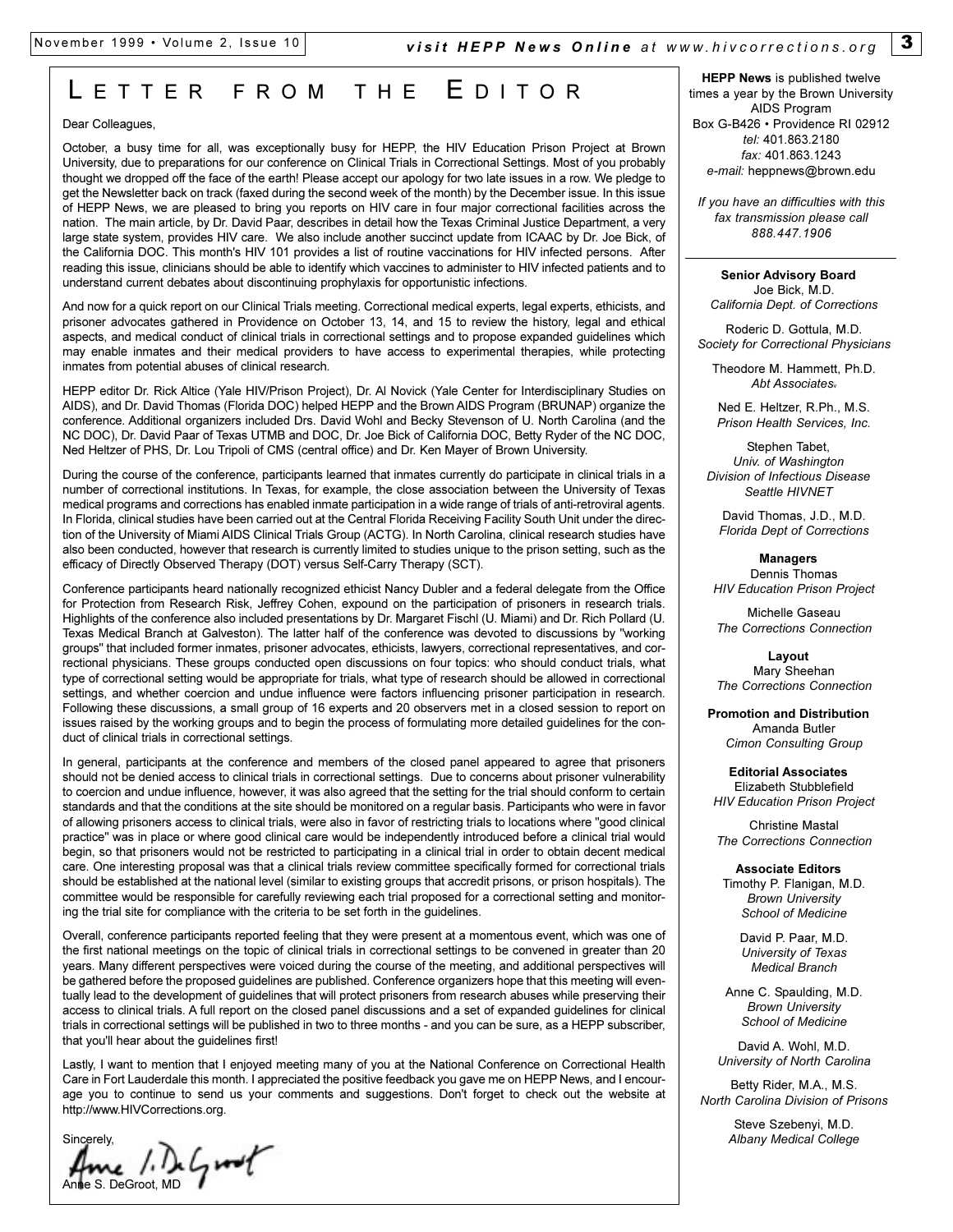# LETTER FROM THE EDITOR

Dear Colleagues,

October, a busy time for all, was exceptionally busy for HEPP, the HIV Education Prison Project at Brown University, due to preparations for our conference on Clinical Trials in Correctional Settings. Most of you probably thought we dropped off the face of the earth! Please accept our apology for two late issues in a row. We pledge to get the Newsletter back on track (faxed during the second week of the month) by the December issue. In this issue of HEPP News, we are pleased to bring you reports on HIV care in four major correctional facilities across the nation. The main article, by Dr. David Paar, describes in detail how the Texas Criminal Justice Department, a very large state system, provides HIV care. We also include another succinct update from ICAAC by Dr. Joe Bick, of the California DOC. This month's HIV 101 provides a list of routine vaccinations for HIV infected persons. After reading this issue, clinicians should be able to identify which vaccines to administer to HIV infected patients and to understand current debates about discontinuing prophylaxis for opportunistic infections.

And now for a quick report on our Clinical Trials meeting. Correctional medical experts, legal experts, ethicists, and prisoner advocates gathered in Providence on October 13, 14, and 15 to review the history, legal and ethical aspects, and medical conduct of clinical trials in correctional settings and to propose expanded guidelines which may enable inmates and their medical providers to have access to experimental therapies, while protecting inmates from potential abuses of clinical research.

HEPP editor Dr. Rick Altice (Yale HIV/Prison Project), Dr. Al Novick (Yale Center for Interdisciplinary Studies on AIDS), and Dr. David Thomas (Florida DOC) helped HEPP and the Brown AIDS Program (BRUNAP) organize the conference. Additional organizers included Drs. David Wohl and Becky Stevenson of U. North Carolina (and the NC DOC), Dr. David Paar of Texas UTMB and DOC, Dr. Joe Bick of California DOC, Betty Ryder of the NC DOC, Ned Heltzer of PHS, Dr. Lou Tripoli of CMS (central office) and Dr. Ken Mayer of Brown University.

During the course of the conference, participants learned that inmates currently do participate in clinical trials in a number of correctional institutions. In Texas, for example, the close association between the University of Texas medical programs and corrections has enabled inmate participation in a wide range of trials of anti-retroviral agents. In Florida, clinical studies have been carried out at the Central Florida Receiving Facility South Unit under the direction of the University of Miami AIDS Clinical Trials Group (ACTG). In North Carolina, clinical research studies have also been conducted, however that research is currently limited to studies unique to the prison setting, such as the efficacy of Directly Observed Therapy (DOT) versus Self-Carry Therapy (SCT).

Conference participants heard nationally recognized ethicist Nancy Dubler and a federal delegate from the Office for Protection from Research Risk, Jeffrey Cohen, expound on the participation of prisoners in research trials. Highlights of the conference also included presentations by Dr. Margaret Fischl (U. Miami) and Dr. Rich Pollard (U. Texas Medical Branch at Galveston). The latter half of the conference was devoted to discussions by "working groups" that included former inmates, prisoner advocates, ethicists, lawyers, correctional representatives, and correctional physicians. These groups conducted open discussions on four topics: who should conduct trials, what type of correctional setting would be appropriate for trials, what type of research should be allowed in correctional settings, and whether coercion and undue influence were factors influencing prisoner participation in research. Following these discussions, a small group of 16 experts and 20 observers met in a closed session to report on issues raised by the working groups and to begin the process of formulating more detailed guidelines for the conduct of clinical trials in correctional settings.

In general, participants at the conference and members of the closed panel appeared to agree that prisoners should not be denied access to clinical trials in correctional settings. Due to concerns about prisoner vulnerability to coercion and undue influence, however, it was also agreed that the setting for the trial should conform to certain standards and that the conditions at the site should be monitored on a regular basis. Participants who were in favor of allowing prisoners access to clinical trials, were also in favor of restricting trials to locations where "good clinical practice" was in place or where good clinical care would be independently introduced before a clinical trial would begin, so that prisoners would not be restricted to participating in a clinical trial in order to obtain decent medical care. One interesting proposal was that a clinical trials review committee specifically formed for correctional trials should be established at the national level (similar to existing groups that accredit prisons, or prison hospitals). The committee would be responsible for carefully reviewing each trial proposed for a correctional setting and monitoring the trial site for compliance with the criteria to be set forth in the guidelines.

Overall, conference participants reported feeling that they were present at a momentous event, which was one of the first national meetings on the topic of clinical trials in correctional settings to be convened in greater than 20 years. Many different perspectives were voiced during the course of the meeting, and additional perspectives will be gathered before the proposed guidelines are published. Conference organizers hope that this meeting will eventually lead to the development of guidelines that will protect prisoners from research abuses while preserving their access to clinical trials. A full report on the closed panel discussions and a set of expanded guidelines for clinical trials in correctional settings will be published in two to three months - and you can be sure, as a HEPP subscriber, that you'll hear about the guidelines first!

Lastly, I want to mention that I enjoyed meeting many of you at the National Conference on Correctional Health Care in Fort Lauderdale this month. I appreciated the positive feedback you gave me on HEPP News, and I encourage you to continue to send us your comments and suggestions. Don't forget to check out the website at http://www.HIVCorrections.org.

Sincerely,

Anne S. DeGroot, MD

---

**HEPP News** is published twelve times a year by the Brown University AIDS Program
Box G-B426 • Providence RI 02912
*tel:* 401.863.2180
*fax:* 401.863.1243
*e-mail:* heppnews@brown.edu

*If you have an difficulties with this fax transmission please call 888.447.1906*

**Senior Advisory Board**
Joe Bick, M.D.
*California Dept. of Corrections*

Roderic D. Gottula, M.D.
*Society for Correctional Physicians*

Theodore M. Hammett, Ph.D.
*Abt Associates*

Ned E. Heltzer, R.Ph., M.S.
*Prison Health Services, Inc.*

Stephen Tabet,
*Univ. of Washington Division of Infectious Disease Seattle HIVNET*

David Thomas, J.D., M.D.
*Florida Dept of Corrections*

**Managers**
Dennis Thomas
*HIV Education Prison Project*

Michelle Gaseau
*The Corrections Connection*

**Layout**
Mary Sheehan
*The Corrections Connection*

**Promotion and Distribution**
Amanda Butler
*Cimon Consulting Group*

**Editorial Associates**
Elizabeth Stubblefield
*HIV Education Prison Project*

Christine Mastal
*The Corrections Connection*

**Associate Editors**
Timothy P. Flanigan, M.D.
*Brown University School of Medicine*

David P. Paar, M.D.
*University of Texas Medical Branch*

Anne C. Spaulding, M.D.
*Brown University School of Medicine*

David A. Wohl, M.D.
*University of North Carolina*

Betty Rider, M.A., M.S.
*North Carolina Division of Prisons*

Steve Szebenyi, M.D.
*Albany Medical College*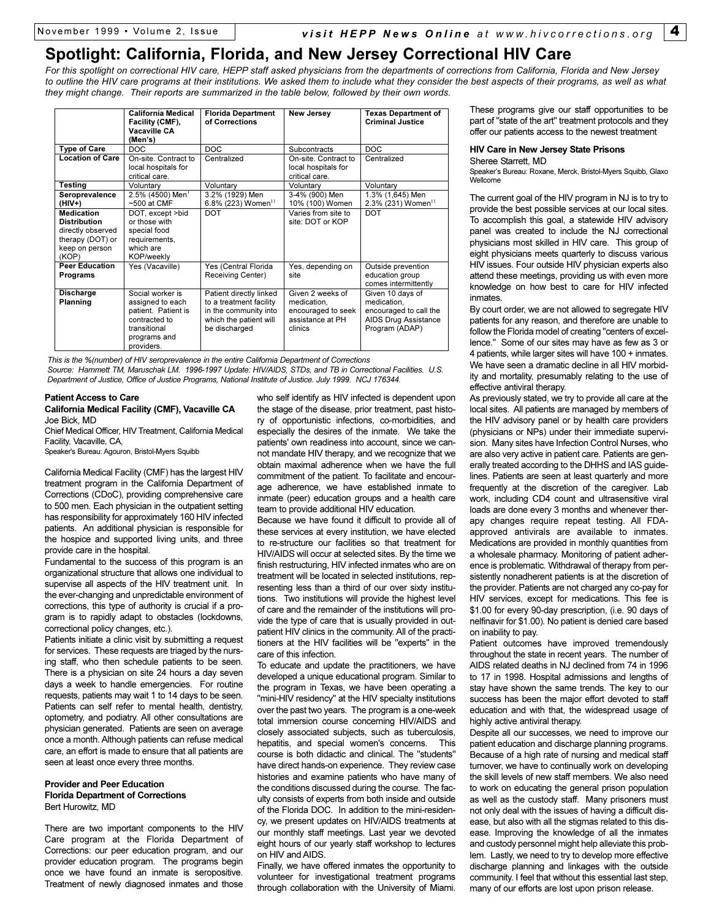# Spotlight: California, Florida, and New Jersey Correctional HIV Care

*For this spotlight on correctional HIV care, HEPP staff asked physicians from the departments of corrections from California, Florida and New Jersey to outline the HIV care programs at their institutions. We asked them to include what they consider the best aspects of their programs, as well as what they might change. Their reports are summarized in the table below, followed by their own words.*

| | California Medical Facility (CMF), Vacaville CA (Men's) | Florida Department of Corrections | New Jersey | Texas Department of Criminal Justice |
|---|---|---|---|---|
| **Type of Care** | DOC | DOC | Subcontracts | DOC |
| **Location of Care** | On-site. Contract to local hospitals for critical care. | Centralized | On-site. Contract to local hospitals for critical care. | Centralized |
| **Testing** | Voluntary | Voluntary | Voluntary | Voluntary |
| **Seroprevalence (HIV+)** | 2.5% (4500) Men[1] ~500 at CMF | 3.2% (1929) Men 6.8% (223) Women[11] | 3-4% (900) Men 10% (100) Women | 1.3% (1,645) Men 2.3% (231) Women[11] |
| **Medication Distribution** directly observed therapy (DOT) or keep on person (KOP) | DOT, except >bid or those with special food requirements, which are KOP/weekly | DOT | Varies from site to site: DOT or KOP | DOT |
| **Peer Education Programs** | Yes (Vacaville) | Yes (Central Florida Receiving Center) | Yes, depending on site | Outside prevention education group comes intermittently |
| **Discharge Planning** | Social worker is assigned to each patient. Patient is contracted to transitional programs and providers. | Patient directly linked to a treatment facility in the community into which the patient will be discharged | Given 2 weeks of medication, encouraged to seek assistance at PH clinics | Given 10 days of medication, encouraged to call the AIDS Drug Assistance Program (ADAP) |

*This is the %(number) of HIV seroprevalence in the entire California Department of Corrections*
*Source: Hammett TM, Maruschak LM. 1996-1997 Update: HIV/AIDS, STDs, and TB in Correctional Facilities. U.S. Department of Justice, Office of Justice Programs, National Institute of Justice. July 1999. NCJ 176344.*

**Patient Access to Care**
**California Medical Facility (CMF), Vacaville CA**
Joe Bick, MD
Chief Medical Officer, HIV Treatment, California Medical Facility, Vacaville, CA,
Speaker's Bureau: Agouron, Bristol-Myers Squibb

California Medical Facility (CMF) has the largest HIV treatment program in the California Department of Corrections (CDoC), providing comprehensive care to 500 men. Each physician in the outpatient setting has responsibility for approximately 160 HIV infected patients. An additional physician is responsible for the hospice and supported living units, and three provide care in the hospital.

Fundamental to the success of this program is an organizational structure that allows one individual to supervise all aspects of the HIV treatment unit. In the ever-changing and unpredictable environment of corrections, this type of authority is crucial if a program is to rapidly adapt to obstacles (lockdowns, correctional policy changes, etc.).

Patients initiate a clinic visit by submitting a request for services. These requests are triaged by the nursing staff, who then schedule patients to be seen. There is a physician on site 24 hours a day seven days a week to handle emergencies. For routine requests, patients may wait 1 to 14 days to be seen. Patients can self refer to mental health, dentistry, optometry, and podiatry. All other consultations are physician generated. Patients are seen on average once a month. Although patients can refuse medical care, an effort is made to ensure that all patients are seen at least once every three months.

**Provider and Peer Education**
**Florida Department of Corrections**
Bert Hurowitz, MD

There are two important components to the HIV Care program at the Florida Department of Corrections: our peer education program, and our provider education program. The programs begin once we have found an inmate is seropositive. Treatment of newly diagnosed inmates and those who self identify as HIV infected is dependent upon the stage of the disease, prior treatment, past history of opportunistic infections, co-morbidities, and especially the desires of the inmate. We take the patients' own readiness into account, since we cannot mandate HIV therapy, and we recognize that we obtain maximal adherence when we have the full commitment of the patient. To facilitate and encourage adherence, we have established inmate to inmate (peer) education groups and a health care team to provide additional HIV education.

Because we have found it difficult to provide all of these services at every institution, we have elected to re-structure our facilities so that treatment for HIV/AIDS will occur at selected sites. By the time we finish restructuring, HIV infected inmates who are on treatment will be located in selected institutions, representing less than a third of our over sixty institutions. Two institutions will provide the highest level of care and the remainder of the institutions will provide the type of care that is usually provided in outpatient HIV clinics in the community. All of the practitioners at the HIV facilities will be "experts" in the care of this infection.

To educate and update the practitioners, we have developed a unique educational program. Similar to the program in Texas, we have been operating a "mini-HIV residency" at the HIV specialty institutions over the past two years. The program is a one-week total immersion course concerning HIV/AIDS and closely associated subjects, such as tuberculosis, hepatitis, and special women's concerns. This course is both didactic and clinical. The "students" have direct hands-on experience. They review case histories and examine patients who have many of the conditions discussed during the course. The faculty consists of experts from both inside and outside of the Florida DOC. In addition to the mini-residency, we present updates on HIV/AIDS treatments at our monthly staff meetings. Last year we devoted eight hours of our yearly staff workshop to lectures on HIV and AIDS.

Finally, we have offered inmates the opportunity to volunteer for investigational treatment programs through collaboration with the University of Miami. These programs give our staff opportunities to be part of "state of the art" treatment protocols and they offer our patients access to the newest treatment

**HIV Care in New Jersey State Prisons**
Sheree Starrett, MD
Speaker's Bureau: Roxane, Merck, Bristol-Myers Squibb, Glaxo Wellcome

The current goal of the HIV program in NJ is to try to provide the best possible services at our local sites. To accomplish this goal, a statewide HIV advisory panel was created to include the NJ correctional physicians most skilled in HIV care. This group of eight physicians meets quarterly to discuss various HIV issues. Four outside HIV physician experts also attend these meetings, providing us with even more knowledge on how best to care for HIV infected inmates.

By court order, we are not allowed to segregate HIV patients for any reason, and therefore are unable to follow the Florida model of creating "centers of excellence." Some of our sites may have as few as 3 or 4 patients, while larger sites will have 100 + inmates. We have seen a dramatic decline in all HIV morbidity and mortality, presumably relating to the use of effective antiviral therapy.

As previously stated, we try to provide all care at the local sites. All patients are managed by members of the HIV advisory panel or by health care providers (physicians or NPs) under their immediate supervision. Many sites have Infection Control Nurses, who are also very active in patient care. Patients are generally treated according to the DHHS and IAS guidelines. Patients are seen at least quarterly and more frequently at the discretion of the caregiver. Lab work, including CD4 count and ultrasensitive viral loads are done every 3 months and whenever therapy changes require repeat testing. All FDA-approved antivirals are available to inmates. Medications are provided in monthly quantities from a wholesale pharmacy. Monitoring of patient adherence is problematic. Withdrawal of therapy from persistently nonadherent patients is at the discretion of the provider. Patients are not charged any co-pay for HIV services, except for medications. This fee is \$1.00 for every 90-day prescription, (i.e. 90 days of nelfinavir for \$1.00). No patient is denied care based on inability to pay.

Patient outcomes have improved tremendously throughout the state in recent years. The number of AIDS related deaths in NJ declined from 74 in 1996 to 17 in 1998. Hospital admissions and lengths of stay have shown the same trends. The key to our success has been the major effort devoted to staff education and with that, the widespread usage of highly active antiviral therapy.

Despite all our successes, we need to improve our patient education and discharge planning programs. Because of a high rate of nursing and medical staff turnover, we have to continually work on developing the skill levels of new staff members. We also need to work on educating the general prison population as well as the custody staff. Many prisoners must not only deal with the issues of having a difficult disease, but also with all the stigmas related to this disease. Improving the knowledge of all the inmates and custody personnel might help alleviate this problem. Lastly, we need to try to develop more effective discharge planning and linkages with the outside community. I feel that without this essential last step, many of our efforts are lost upon prison release.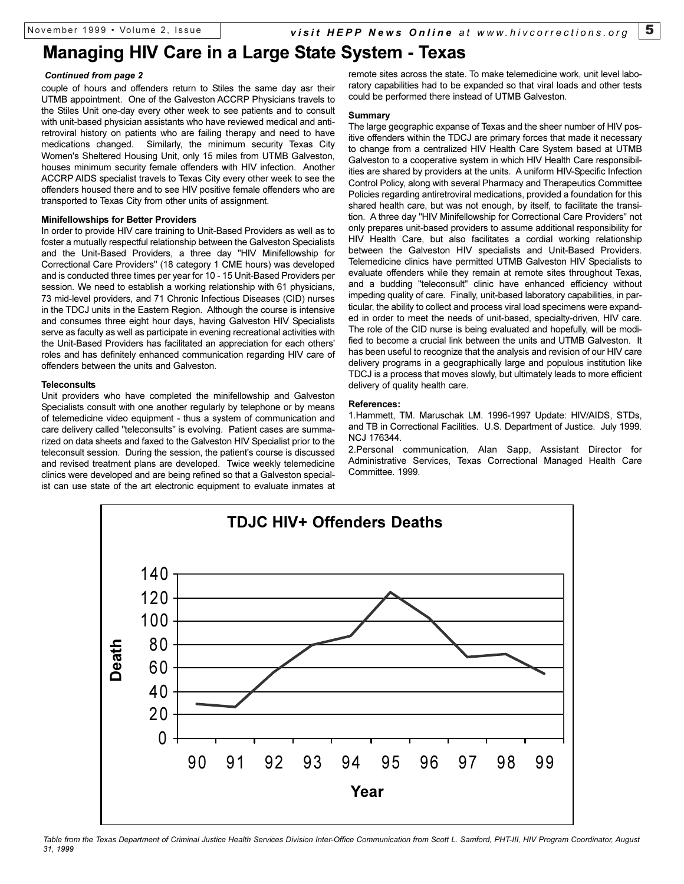# Managing HIV Care in a Large State System - Texas

*Continued from page 2*

couple of hours and offenders return to Stiles the same day asr their UTMB appointment. One of the Galveston ACCRP Physicians travels to the Stiles Unit one-day every other week to see patients and to consult with unit-based physician assistants who have reviewed medical and antiretroviral history on patients who are failing therapy and need to have medications changed. Similarly, the minimum security Texas City Women's Sheltered Housing Unit, only 15 miles from UTMB Galveston, houses minimum security female offenders with HIV infection. Another ACCRP AIDS specialist travels to Texas City every other week to see the offenders housed there and to see HIV positive female offenders who are transported to Texas City from other units of assignment.

**Minifellowships for Better Providers**

In order to provide HIV care training to Unit-Based Providers as well as to foster a mutually respectful relationship between the Galveston Specialists and the Unit-Based Providers, a three day "HIV Minifellowship for Correctional Care Providers" (18 category 1 CME hours) was developed and is conducted three times per year for 10 - 15 Unit-Based Providers per session. We need to establish a working relationship with 61 physicians, 73 mid-level providers, and 71 Chronic Infectious Diseases (CID) nurses in the TDCJ units in the Eastern Region. Although the course is intensive and consumes three eight hour days, having Galveston HIV Specialists serve as faculty as well as participate in evening recreational activities with the Unit-Based Providers has facilitated an appreciation for each others' roles and has definitely enhanced communication regarding HIV care of offenders between the units and Galveston.

**Teleconsults**

Unit providers who have completed the minifellowship and Galveston Specialists consult with one another regularly by telephone or by means of telemedicine video equipment - thus a system of communication and care delivery called "teleconsults" is evolving. Patient cases are summarized on data sheets and faxed to the Galveston HIV Specialist prior to the teleconsult session. During the session, the patient's course is discussed and revised treatment plans are developed. Twice weekly telemedicine clinics were developed and are being refined so that a Galveston specialist can use state of the art electronic equipment to evaluate inmates at remote sites across the state. To make telemedicine work, unit level laboratory capabilities had to be expanded so that viral loads and other tests could be performed there instead of UTMB Galveston.

**Summary**

The large geographic expanse of Texas and the sheer number of HIV positive offenders within the TDCJ are primary forces that made it necessary to change from a centralized HIV Health Care System based at UTMB Galveston to a cooperative system in which HIV Health Care responsibilities are shared by providers at the units. A uniform HIV-Specific Infection Control Policy, along with several Pharmacy and Therapeutics Committee Policies regarding antiretroviral medications, provided a foundation for this shared health care, but was not enough, by itself, to facilitate the transition. A three day "HIV Minifellowship for Correctional Care Providers" not only prepares unit-based providers to assume additional responsibility for HIV Health Care, but also facilitates a cordial working relationship between the Galveston HIV specialists and Unit-Based Providers. Telemedicine clinics have permitted UTMB Galveston HIV Specialists to evaluate offenders while they remain at remote sites throughout Texas, and a budding "teleconsult" clinic have enhanced efficiency without impeding quality of care. Finally, unit-based laboratory capabilities, in particular, the ability to collect and process viral load specimens were expanded in order to meet the needs of unit-based, specialty-driven, HIV care. The role of the CID nurse is being evaluated and hopefully, will be modified to become a crucial link between the units and UTMB Galveston. It has been useful to recognize that the analysis and revision of our HIV care delivery programs in a geographically large and populous institution like TDCJ is a process that moves slowly, but ultimately leads to more efficient delivery of quality health care.

**References:**

1. Hammett, TM. Maruschak LM. 1996-1997 Update: HIV/AIDS, STDs, and TB in Correctional Facilities. U.S. Department of Justice. July 1999. NCJ 176344.
2. Personal communication, Alan Sapp, Assistant Director for Administrative Services, Texas Correctional Managed Health Care Committee. 1999.

**TDJC HIV+ Offenders Deaths**

*Table from the Texas Department of Criminal Justice Health Services Division Inter-Office Communication from Scott L. Samford, PHT-III, HIV Program Coordinator, August 31, 1999*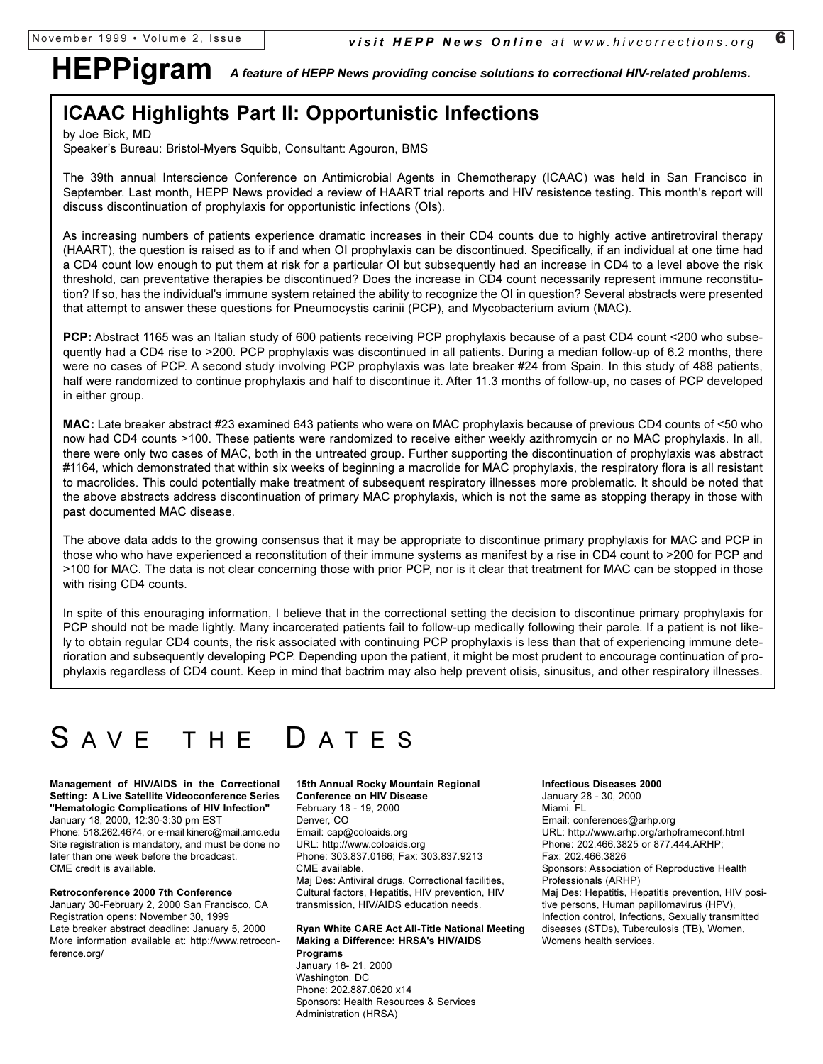# HEPPigram

*A feature of HEPP News providing concise solutions to correctional HIV-related problems.*

## ICAAC Highlights Part II: Opportunistic Infections

by Joe Bick, MD
Speaker's Bureau: Bristol-Myers Squibb, Consultant: Agouron, BMS

The 39th annual Interscience Conference on Antimicrobial Agents in Chemotherapy (ICAAC) was held in San Francisco in September. Last month, HEPP News provided a review of HAART trial reports and HIV resistence testing. This month's report will discuss discontinuation of prophylaxis for opportunistic infections (OIs).

As increasing numbers of patients experience dramatic increases in their CD4 counts due to highly active antiretroviral therapy (HAART), the question is raised as to if and when OI prophylaxis can be discontinued. Specifically, if an individual at one time had a CD4 count low enough to put them at risk for a particular OI but subsequently had an increase in CD4 to a level above the risk threshold, can preventative therapies be discontinued? Does the increase in CD4 count necessarily represent immune reconstitution? If so, has the individual's immune system retained the ability to recognize the OI in question? Several abstracts were presented that attempt to answer these questions for Pneumocystis carinii (PCP), and Mycobacterium avium (MAC).

**PCP:** Abstract 1165 was an Italian study of 600 patients receiving PCP prophylaxis because of a past CD4 count <200 who subsequently had a CD4 rise to >200. PCP prophylaxis was discontinued in all patients. During a median follow-up of 6.2 months, there were no cases of PCP. A second study involving PCP prophylaxis was late breaker #24 from Spain. In this study of 488 patients, half were randomized to continue prophylaxis and half to discontinue it. After 11.3 months of follow-up, no cases of PCP developed in either group.

**MAC:** Late breaker abstract #23 examined 643 patients who were on MAC prophylaxis because of previous CD4 counts of <50 who now had CD4 counts >100. These patients were randomized to receive either weekly azithromycin or no MAC prophylaxis. In all, there were only two cases of MAC, both in the untreated group. Further supporting the discontinuation of prophylaxis was abstract #1164, which demonstrated that within six weeks of beginning a macrolide for MAC prophylaxis, the respiratory flora is all resistant to macrolides. This could potentially make treatment of subsequent respiratory illnesses more problematic. It should be noted that the above abstracts address discontinuation of primary MAC prophylaxis, which is not the same as stopping therapy in those with past documented MAC disease.

The above data adds to the growing consensus that it may be appropriate to discontinue primary prophylaxis for MAC and PCP in those who who have experienced a reconstitution of their immune systems as manifest by a rise in CD4 count to >200 for PCP and >100 for MAC. The data is not clear concerning those with prior PCP, nor is it clear that treatment for MAC can be stopped in those with rising CD4 counts.

In spite of this enouraging information, I believe that in the correctional setting the decision to discontinue primary prophylaxis for PCP should not be made lightly. Many incarcerated patients fail to follow-up medically following their parole. If a patient is not likely to obtain regular CD4 counts, the risk associated with continuing PCP prophylaxis is less than that of experiencing immune deterioration and subsequently developing PCP. Depending upon the patient, it might be most prudent to encourage continuation of prophylaxis regardless of CD4 count. Keep in mind that bactrim may also help prevent otisis, sinusitus, and other respiratory illnesses.

# Save the Dates

**Management of HIV/AIDS in the Correctional Setting: A Live Satellite Videoconference Series "Hematologic Complications of HIV Infection"**
January 18, 2000, 12:30-3:30 pm EST
Phone: 518.262.4674, or e-mail kinerc@mail.amc.edu
Site registration is mandatory, and must be done no later than one week before the broadcast.
CME credit is available.

**Retroconference 2000 7th Conference**
January 30-February 2, 2000 San Francisco, CA
Registration opens: November 30, 1999
Late breaker abstract deadline: January 5, 2000
More information available at: http://www.retroconference.org/

**15th Annual Rocky Mountain Regional Conference on HIV Disease**
February 18 - 19, 2000
Denver, CO
Email: cap@coloaids.org
URL: http://www.coloaids.org
Phone: 303.837.0166; Fax: 303.837.9213
CME available.
Maj Des: Antiviral drugs, Correctional facilities, Cultural factors, Hepatitis, HIV prevention, HIV transmission, HIV/AIDS education needs.

**Ryan White CARE Act All-Title National Meeting Making a Difference: HRSA's HIV/AIDS Programs**
January 18- 21, 2000
Washington, DC
Phone: 202.887.0620 x14
Sponsors: Health Resources & Services Administration (HRSA)

**Infectious Diseases 2000**
January 28 - 30, 2000
Miami, FL
Email: conferences@arhp.org
URL: http://www.arhp.org/arhpframeconf.html
Phone: 202.466.3825 or 877.444.ARHP;
Fax: 202.466.3826
Sponsors: Association of Reproductive Health Professionals (ARHP)
Maj Des: Hepatitis, Hepatitis prevention, HIV positive persons, Human papillomavirus (HPV), Infection control, Infections, Sexually transmitted diseases (STDs), Tuberculosis (TB), Women, Womens health services.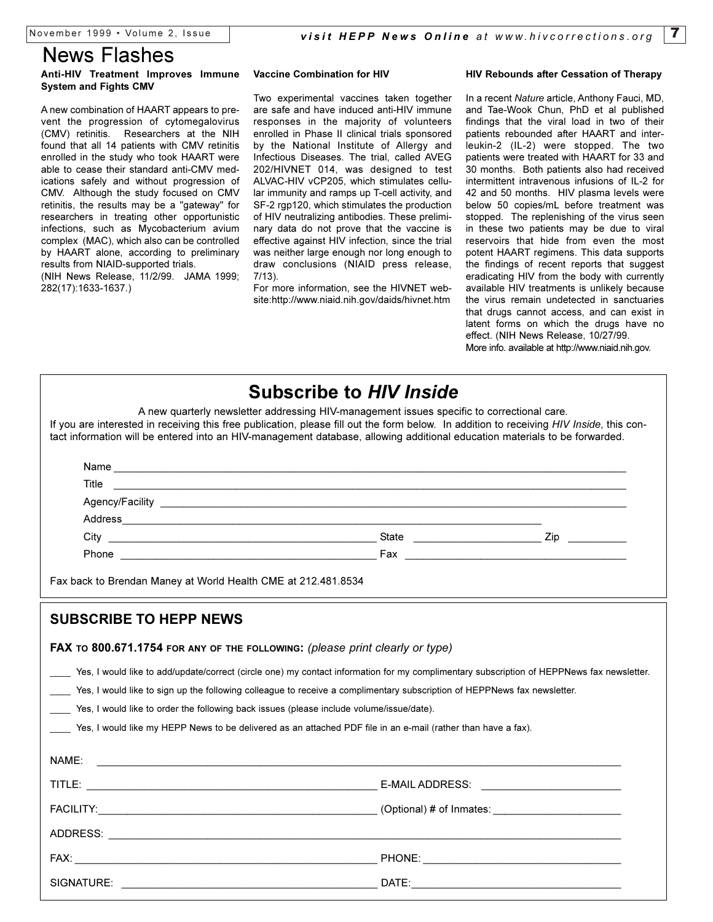# News Flashes

### Anti-HIV Treatment Improves Immune System and Fights CMV

A new combination of HAART appears to prevent the progression of cytomegalovirus (CMV) retinitis. Researchers at the NIH found that all 14 patients with CMV retinitis enrolled in the study who took HAART were able to cease their standard anti-CMV medications safely and without progression of CMV. Although the study focused on CMV retinitis, the results may be a "gateway" for researchers in treating other opportunistic infections, such as Mycobacterium avium complex (MAC), which also can be controlled by HAART alone, according to preliminary results from NIAID-supported trials.
(NIH News Release, 11/2/99. JAMA 1999; 282(17):1633-1637.)

### Vaccine Combination for HIV

Two experimental vaccines taken together are safe and have induced anti-HIV immune responses in the majority of volunteers enrolled in Phase II clinical trials sponsored by the National Institute of Allergy and Infectious Diseases. The trial, called AVEG 202/HIVNET 014, was designed to test ALVAC-HIV vCP205, which stimulates cellular immunity and ramps up T-cell activity, and SF-2 rgp120, which stimulates the production of HIV neutralizing antibodies. These preliminary data do not prove that the vaccine is effective against HIV infection, since the trial was neither large enough nor long enough to draw conclusions (NIAID press release, 7/13).
For more information, see the HIVNET website:http://www.niaid.nih.gov/daids/hivnet.htm

### HIV Rebounds after Cessation of Therapy

In a recent *Nature* article, Anthony Fauci, MD, and Tae-Wook Chun, PhD et al published findings that the viral load in two of their patients rebounded after HAART and interleukin-2 (IL-2) were stopped. The two patients were treated with HAART for 33 and 30 months. Both patients also had received intermittent intravenous infusions of IL-2 for 42 and 50 months. HIV plasma levels were below 50 copies/mL before treatment was stopped. The replenishing of the virus seen in these two patients may be due to viral reservoirs that hide from even the most potent HAART regimens. This data supports the findings of recent reports that suggest eradicating HIV from the body with currently available HIV treatments is unlikely because the virus remain undetected in sanctuaries that drugs cannot access, and can exist in latent forms on which the drugs have no effect. (NIH News Release, 10/27/99.
More info. available at http://www.niaid.nih.gov.

## Subscribe to *HIV Inside*

A new quarterly newsletter addressing HIV-management issues specific to correctional care.
If you are interested in receiving this free publication, please fill out the form below. In addition to receiving *HIV Inside*, this contact information will be entered into an HIV-management database, allowing additional education materials to be forwarded.

Name ______________________________

Title ______________________________

Agency/Facility ______________________________

Address ______________________________

City ______________________ State ______________ Zip __________

Phone ______________________ Fax ______________________

Fax back to Brendan Maney at World Health CME at 212.481.8534

## SUBSCRIBE TO HEPP NEWS

**FAX TO 800.671.1754 FOR ANY OF THE FOLLOWING:** *(please print clearly or type)*

____ Yes, I would like to add/update/correct (circle one) my contact information for my complimentary subscription of HEPPNews fax newsletter.

____ Yes, I would like to sign up the following colleague to receive a complimentary subscription of HEPPNews fax newsletter.

____ Yes, I would like to order the following back issues (please include volume/issue/date).

____ Yes, I would like my HEPP News to be delivered as an attached PDF file in an e-mail (rather than have a fax).

NAME: ______________________________

TITLE: ______________________ E-MAIL ADDRESS: ______________________

FACILITY: ______________________ (Optional) # of Inmates: ______________________

ADDRESS: ______________________________

FAX: ______________________ PHONE: ______________________

SIGNATURE: ______________________ DATE: ______________________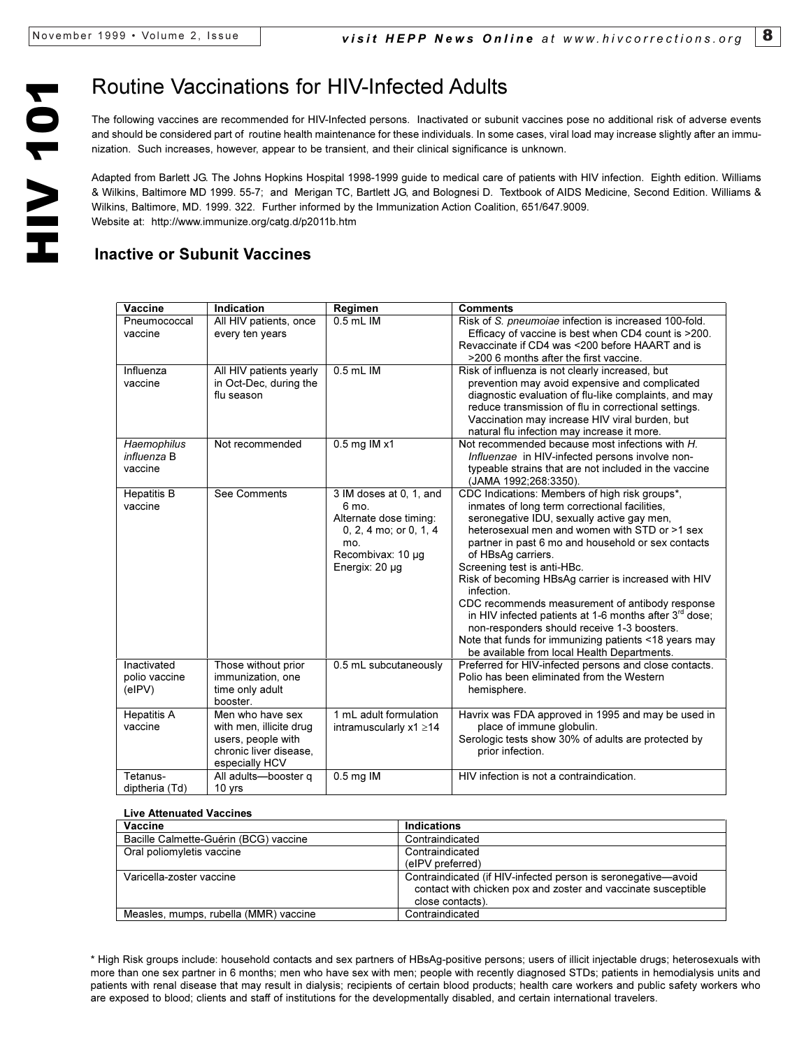# Routine Vaccinations for HIV-Infected Adults

The following vaccines are recommended for HIV-Infected persons. Inactivated or subunit vaccines pose no additional risk of adverse events and should be considered part of routine health maintenance for these individuals. In some cases, viral load may increase slightly after an immunization. Such increases, however, appear to be transient, and their clinical significance is unknown.

Adapted from Barlett JG. The Johns Hopkins Hospital 1998-1999 guide to medical care of patients with HIV infection. Eighth edition. Williams & Wilkins, Baltimore MD 1999. 55-7; and Merigan TC, Bartlett JG, and Bolognesi D. Textbook of AIDS Medicine, Second Edition. Williams & Wilkins, Baltimore, MD. 1999. 322. Further informed by the Immunization Action Coalition, 651/647.9009. Website at: http://www.immunize.org/catg.d/p2011b.htm

## Inactive or Subunit Vaccines

| Vaccine | Indication | Regimen | Comments |
|---|---|---|---|
| Pneumococcal vaccine | All HIV patients, once every ten years | 0.5 mL IM | Risk of *S. pneumoiae* infection is increased 100-fold. Efficacy of vaccine is best when CD4 count is >200. Revaccinate if CD4 was <200 before HAART and is >200 6 months after the first vaccine. |
| Influenza vaccine | All HIV patients yearly in Oct-Dec, during the flu season | 0.5 mL IM | Risk of influenza is not clearly increased, but prevention may avoid expensive and complicated diagnostic evaluation of flu-like complaints, and may reduce transmission of flu in correctional settings. Vaccination may increase HIV viral burden, but natural flu infection may increase it more. |
| *Haemophilus influenza* B vaccine | Not recommended | 0.5 mg IM x1 | Not recommended because most infections with *H. Influenzae* in HIV-infected persons involve non-typeable strains that are not included in the vaccine (JAMA 1992;268:3350). |
| Hepatitis B vaccine | See Comments | 3 IM doses at 0, 1, and 6 mo. Alternate dose timing: 0, 2, 4 mo; or 0, 1, 4 mo. Recombivax: 10 µg Energix: 20 µg | CDC Indications: Members of high risk groups*, inmates of long term correctional facilities, seronegative IDU, sexually active gay men, heterosexual men and women with STD or >1 sex partner in past 6 mo and household or sex contacts of HBsAg carriers. Screening test is anti-HBc. Risk of becoming HBsAg carrier is increased with HIV infection. CDC recommends measurement of antibody response in HIV infected patients at 1-6 months after 3rd dose; non-responders should receive 1-3 boosters. Note that funds for immunizing patients <18 years may be available from local Health Departments. |
| Inactivated polio vaccine (eIPV) | Those without prior immunization, one time only adult booster. | 0.5 mL subcutaneously | Preferred for HIV-infected persons and close contacts. Polio has been eliminated from the Western hemisphere. |
| Hepatitis A vaccine | Men who have sex with men, illicite drug users, people with chronic liver disease, especially HCV | 1 mL adult formulation intramuscularly x1 ≥14 | Havrix was FDA approved in 1995 and may be used in place of immune globulin. Serologic tests show 30% of adults are protected by prior infection. |
| Tetanus-diptheria (Td) | All adults—booster q 10 yrs | 0.5 mg IM | HIV infection is not a contraindication. |

**Live Attenuated Vaccines**

| Vaccine | Indications |
|---|---|
| Bacille Calmette-Guérin (BCG) vaccine | Contraindicated |
| Oral poliomyletis vaccine | Contraindicated (eIPV preferred) |
| Varicella-zoster vaccine | Contraindicated (if HIV-infected person is seronegative—avoid contact with chicken pox and zoster and vaccinate susceptible close contacts). |
| Measles, mumps, rubella (MMR) vaccine | Contraindicated |

* High Risk groups include: household contacts and sex partners of HBsAg-positive persons; users of illicit injectable drugs; heterosexuals with more than one sex partner in 6 months; men who have sex with men; people with recently diagnosed STDs; patients in hemodialysis units and patients with renal disease that may result in dialysis; recipients of certain blood products; health care workers and public safety workers who are exposed to blood; clients and staff of institutions for the developmentally disabled, and certain international travelers.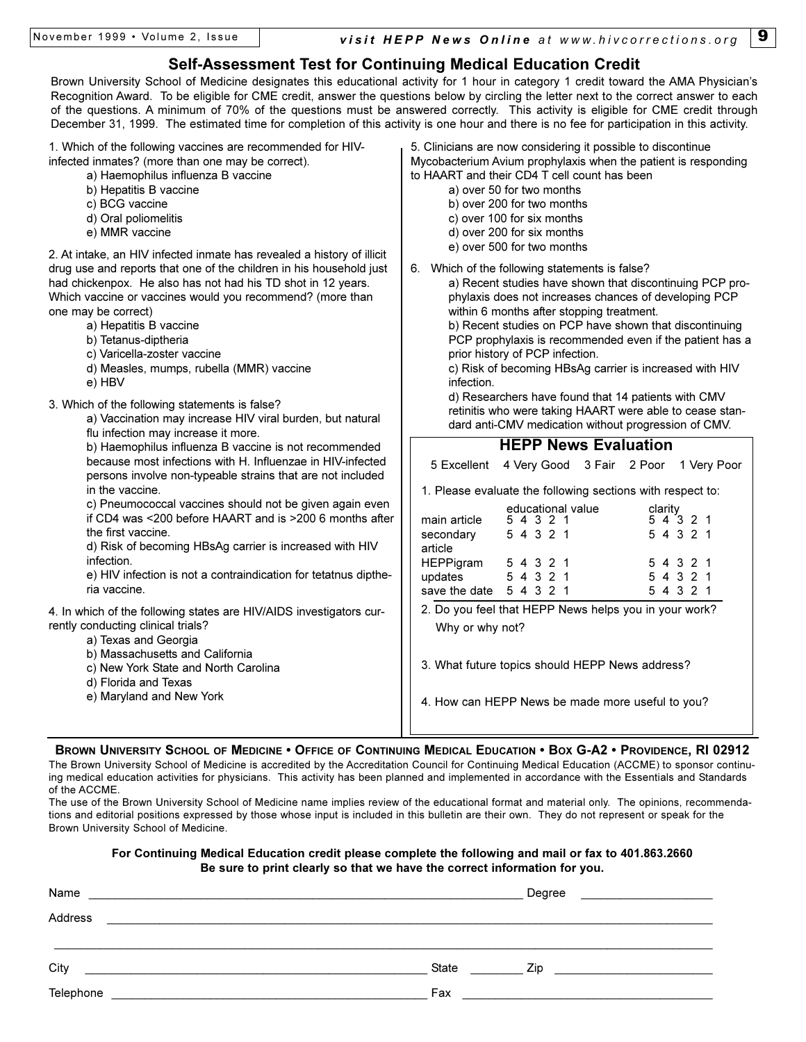## Self-Assessment Test for Continuing Medical Education Credit

Brown University School of Medicine designates this educational activity for 1 hour in category 1 credit toward the AMA Physician's Recognition Award. To be eligible for CME credit, answer the questions below by circling the letter next to the correct answer to each of the questions. A minimum of 70% of the questions must be answered correctly. This activity is eligible for CME credit through December 31, 1999. The estimated time for completion of this activity is one hour and there is no fee for participation in this activity.

1. Which of the following vaccines are recommended for HIV-infected inmates? (more than one may be correct).
   - a) Haemophilus influenza B vaccine
   - b) Hepatitis B vaccine
   - c) BCG vaccine
   - d) Oral poliomelitis
   - e) MMR vaccine

2. At intake, an HIV infected inmate has revealed a history of illicit drug use and reports that one of the children in his household just had chickenpox. He also has not had his TD shot in 12 years. Which vaccine or vaccines would you recommend? (more than one may be correct)
   - a) Hepatitis B vaccine
   - b) Tetanus-diptheria
   - c) Varicella-zoster vaccine
   - d) Measles, mumps, rubella (MMR) vaccine
   - e) HBV

3. Which of the following statements is false?
   - a) Vaccination may increase HIV viral burden, but natural flu infection may increase it more.
   - b) Haemophilus influenza B vaccine is not recommended because most infections with H. Influenzae in HIV-infected persons involve non-typeable strains that are not included in the vaccine.
   - c) Pneumococcal vaccines should not be given again even if CD4 was <200 before HAART and is >200 6 months after the first vaccine.
   - d) Risk of becoming HBsAg carrier is increased with HIV infection.
   - e) HIV infection is not a contraindication for tetatnus diptheria vaccine.

4. In which of the following states are HIV/AIDS investigators currently conducting clinical trials?
   - a) Texas and Georgia
   - b) Massachusetts and California
   - c) New York State and North Carolina
   - d) Florida and Texas
   - e) Maryland and New York

5. Clinicians are now considering it possible to discontinue Mycobacterium Avium prophylaxis when the patient is responding to HAART and their CD4 T cell count has been
   - a) over 50 for two months
   - b) over 200 for two months
   - c) over 100 for six months
   - d) over 200 for six months
   - e) over 500 for two months

6. Which of the following statements is false?
   - a) Recent studies have shown that discontinuing PCP prophylaxis does not increases chances of developing PCP within 6 months after stopping treatment.
   - b) Recent studies on PCP have shown that discontinuing PCP prophylaxis is recommended even if the patient has a prior history of PCP infection.
   - c) Risk of becoming HBsAg carrier is increased with HIV infection.
   - d) Researchers have found that 14 patients with CMV retinitis who were taking HAART were able to cease standard anti-CMV medication without progression of CMV.

### HEPP News Evaluation

5 Excellent 4 Very Good 3 Fair 2 Poor 1 Very Poor

1. Please evaluate the following sections with respect to:

| | educational value | clarity |
|---|---|---|
| main article | 5 4 3 2 1 | 5 4 3 2 1 |
| secondary article | 5 4 3 2 1 | 5 4 3 2 1 |
| HEPPigram | 5 4 3 2 1 | 5 4 3 2 1 |
| updates | 5 4 3 2 1 | 5 4 3 2 1 |
| save the date | 5 4 3 2 1 | 5 4 3 2 1 |

2. Do you feel that HEPP News helps you in your work? Why or why not?

3. What future topics should HEPP News address?

4. How can HEPP News be made more useful to you?

**Brown University School of Medicine • Office of Continuing Medical Education • Box G-A2 • Providence, RI 02912**

The Brown University School of Medicine is accredited by the Accreditation Council for Continuing Medical Education (ACCME) to sponsor continuing medical education activities for physicians. This activity has been planned and implemented in accordance with the Essentials and Standards of the ACCME.

The use of the Brown University School of Medicine name implies review of the educational format and material only. The opinions, recommendations and editorial positions expressed by those whose input is included in this bulletin are their own. They do not represent or speak for the Brown University School of Medicine.

**For Continuing Medical Education credit please complete the following and mail or fax to 401.863.2660**
**Be sure to print clearly so that we have the correct information for you.**

Name ______________________________ Degree ____________

Address ______________________________

______________________________

City ____________________ State ________ Zip ____________

Telephone ____________________ Fax ____________________